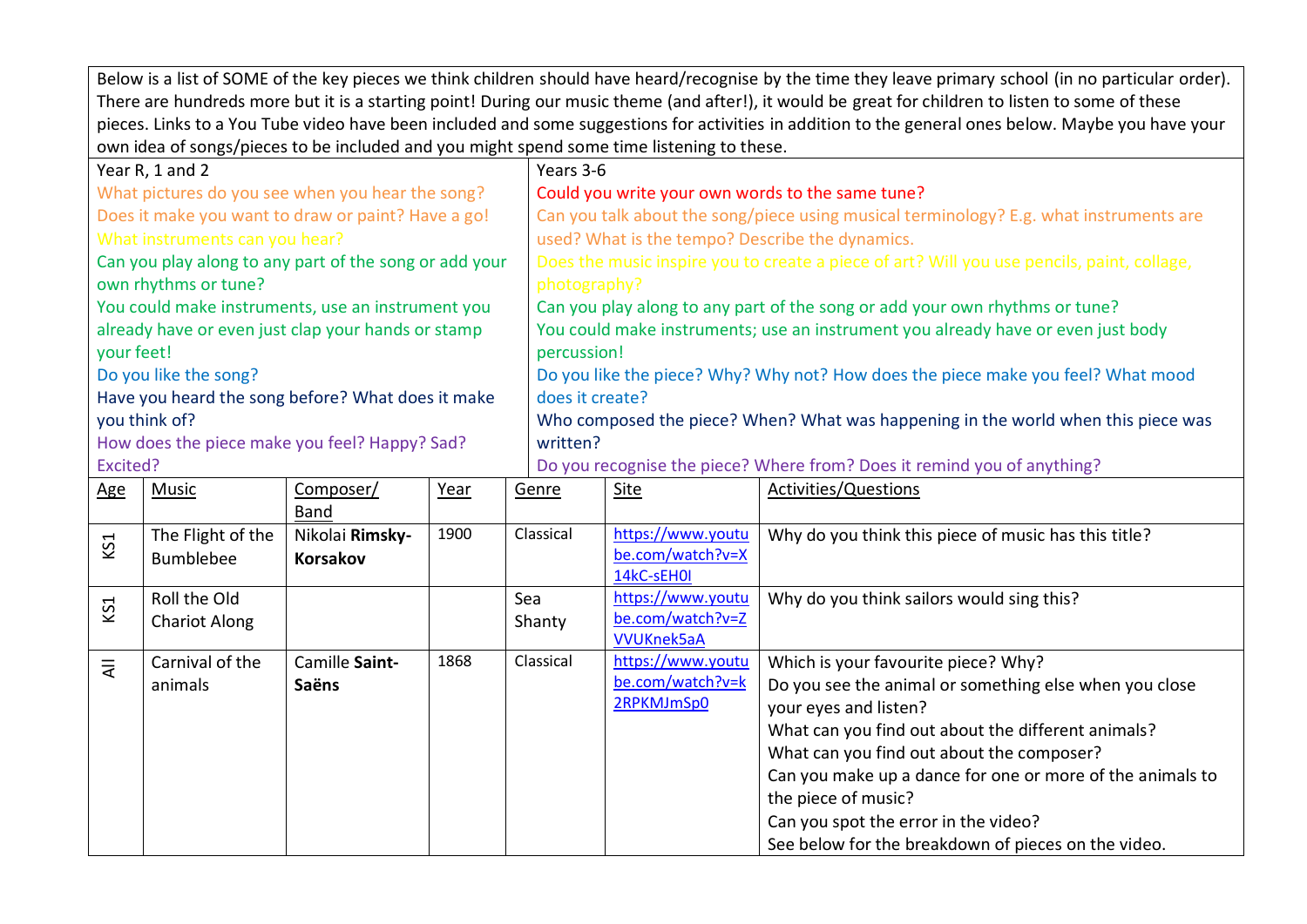Below is a list of SOME of the key pieces we think children should have heard/recognise by the time they leave primary school (in no particular order). There are hundreds more but it is a starting point! During our music theme (and after!), it would be great for children to listen to some of these pieces. Links to a You Tube video have been included and some suggestions for activities in addition to the general ones below. Maybe you have your own idea of songs/pieces to be included and you might spend some time listening to these.

| Year R, 1 and 2 | Years 3-6 |
|---|---|
| What pictures do you see when you hear the song?<br>Does it make you want to draw or paint? Have a go!<br>What instruments can you hear?<br>Can you play along to any part of the song or add your own rhythms or tune?<br>You could make instruments, use an instrument you already have or even just clap your hands or stamp your feet!<br>Do you like the song?<br>Have you heard the song before? What does it make you think of?<br>How does the piece make you feel? Happy? Sad? Excited? | Could you write your own words to the same tune?<br>Can you talk about the song/piece using musical terminology? E.g. what instruments are used? What is the tempo? Describe the dynamics.<br>Does the music inspire you to create a piece of art? Will you use pencils, paint, collage, photography?<br>Can you play along to any part of the song or add your own rhythms or tune?<br>You could make instruments; use an instrument you already have or even just body percussion!<br>Do you like the piece? Why? Why not? How does the piece make you feel? What mood does it create?<br>Who composed the piece? When? What was happening in the world when this piece was written?<br>Do you recognise the piece? Where from? Does it remind you of anything? |

| Age | Music | Composer/ Band | Year | Genre | Site | Activities/Questions |
|---|---|---|---|---|---|---|
| KS1 | The Flight of the Bumblebee | Nikolai **Rimsky-Korsakov** | 1900 | Classical | https://www.youtube.com/watch?v=X14kC-sEH0I | Why do you think this piece of music has this title? |
| KS1 | Roll the Old Chariot Along | | | Sea Shanty | https://www.youtube.com/watch?v=ZVVUKnek5aA | Why do you think sailors would sing this? |
| All | Carnival of the animals | Camille **Saint-Saëns** | 1868 | Classical | https://www.youtube.com/watch?v=k2RPKMJmSp0 | Which is your favourite piece? Why?<br>Do you see the animal or something else when you close your eyes and listen?<br>What can you find out about the different animals?<br>What can you find out about the composer?<br>Can you make up a dance for one or more of the animals to the piece of music?<br>Can you spot the error in the video?<br>See below for the breakdown of pieces on the video. |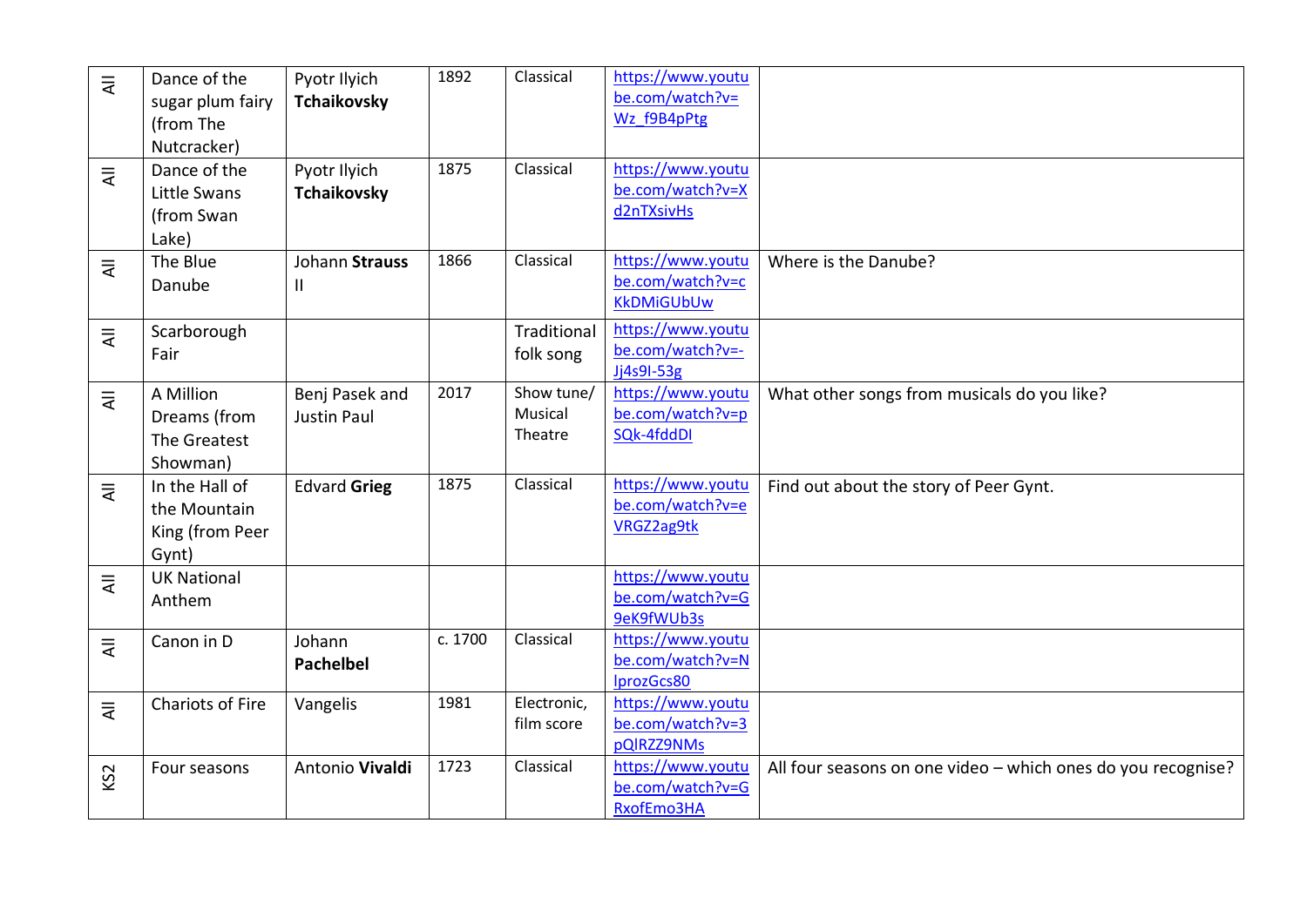| All | Dance of the sugar plum fairy (from The Nutcracker) | Pyotr Ilyich **Tchaikovsky** | 1892 | Classical | https://www.youtube.com/watch?v=Wz_f9B4pPtg | |
|---|---|---|---|---|---|---|
| All | Dance of the Little Swans (from Swan Lake) | Pyotr Ilyich **Tchaikovsky** | 1875 | Classical | https://www.youtube.com/watch?v=Xd2nTXsivHs | |
| All | The Blue Danube | Johann **Strauss** II | 1866 | Classical | https://www.youtube.com/watch?v=cKkDMiGUbUw | Where is the Danube? |
| All | Scarborough Fair | | | Traditional folk song | https://www.youtube.com/watch?v=-Jj4s9I-53g | |
| All | A Million Dreams (from The Greatest Showman) | Benj Pasek and Justin Paul | 2017 | Show tune/ Musical Theatre | https://www.youtube.com/watch?v=pSQk-4fddDI | What other songs from musicals do you like? |
| All | In the Hall of the Mountain King (from Peer Gynt) | Edvard **Grieg** | 1875 | Classical | https://www.youtube.com/watch?v=eVRGZ2ag9tk | Find out about the story of Peer Gynt. |
| All | UK National Anthem | | | | https://www.youtube.com/watch?v=G9eK9fWUb3s | |
| All | Canon in D | Johann **Pachelbel** | c. 1700 | Classical | https://www.youtube.com/watch?v=NlprozGcs80 | |
| All | Chariots of Fire | Vangelis | 1981 | Electronic, film score | https://www.youtube.com/watch?v=3pQlRZZ9NMs | |
| KS2 | Four seasons | Antonio **Vivaldi** | 1723 | Classical | https://www.youtube.com/watch?v=GRxofEmo3HA | All four seasons on one video – which ones do you recognise? |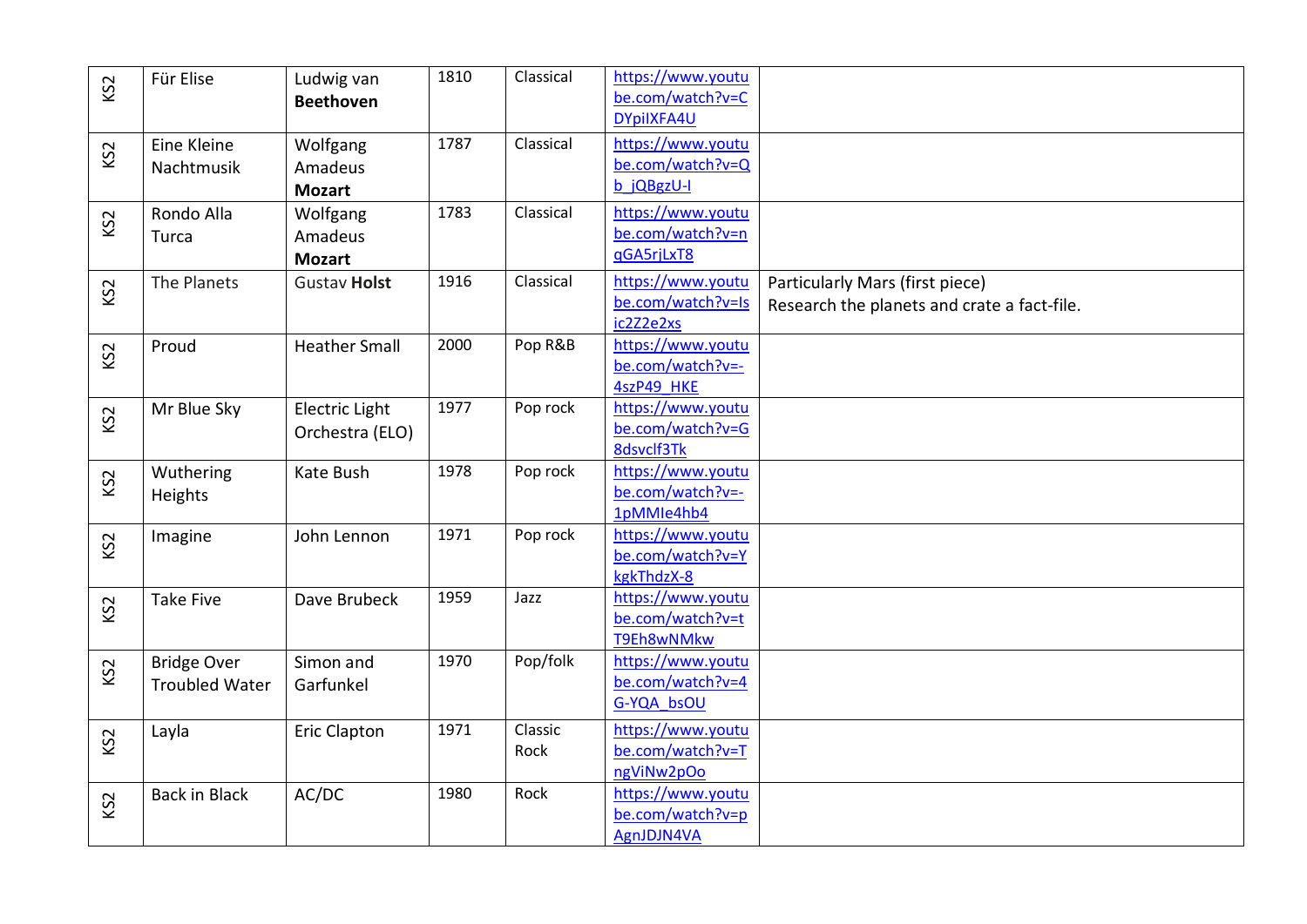| KS2 | Für Elise | Ludwig van **Beethoven** | 1810 | Classical | https://www.youtube.com/watch?v=CDYpiIXFA4U | |
|---|---|---|---|---|---|---|
| KS2 | Eine Kleine Nachtmusik | Wolfgang Amadeus **Mozart** | 1787 | Classical | https://www.youtube.com/watch?v=Qb_jQBgzU-I | |
| KS2 | Rondo Alla Turca | Wolfgang Amadeus **Mozart** | 1783 | Classical | https://www.youtube.com/watch?v=nqGA5rjLxT8 | |
| KS2 | The Planets | Gustav **Holst** | 1916 | Classical | https://www.youtube.com/watch?v=Isic2Z2e2xs | Particularly Mars (first piece)<br>Research the planets and crate a fact-file. |
| KS2 | Proud | Heather Small | 2000 | Pop R&B | https://www.youtube.com/watch?v=-4szP49_HKE | |
| KS2 | Mr Blue Sky | Electric Light Orchestra (ELO) | 1977 | Pop rock | https://www.youtube.com/watch?v=G8dsvclf3Tk | |
| KS2 | Wuthering Heights | Kate Bush | 1978 | Pop rock | https://www.youtube.com/watch?v=-1pMMIe4hb4 | |
| KS2 | Imagine | John Lennon | 1971 | Pop rock | https://www.youtube.com/watch?v=YkgkThdzX-8 | |
| KS2 | Take Five | Dave Brubeck | 1959 | Jazz | https://www.youtube.com/watch?v=tT9Eh8wNMkw | |
| KS2 | Bridge Over Troubled Water | Simon and Garfunkel | 1970 | Pop/folk | https://www.youtube.com/watch?v=4G-YQA_bsOU | |
| KS2 | Layla | Eric Clapton | 1971 | Classic Rock | https://www.youtube.com/watch?v=TngViNw2pOo | |
| KS2 | Back in Black | AC/DC | 1980 | Rock | https://www.youtube.com/watch?v=pAgnJDJN4VA | |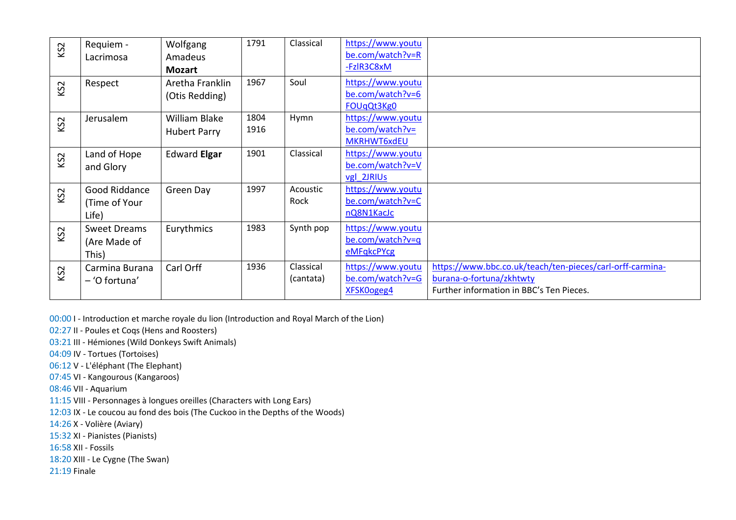| | | | | | | |
|---|---|---|---|---|---|---|
| KS2 | Requiem - Lacrimosa | Wolfgang Amadeus **Mozart** | 1791 | Classical | https://www.youtube.com/watch?v=R-FzlR3C8xM | |
| KS2 | Respect | Aretha Franklin (Otis Redding) | 1967 | Soul | https://www.youtube.com/watch?v=6FOUqQt3Kg0 | |
| KS2 | Jerusalem | William Blake Hubert Parry | 1804 1916 | Hymn | https://www.youtube.com/watch?v=MKRHWT6xdEU | |
| KS2 | Land of Hope and Glory | Edward **Elgar** | 1901 | Classical | https://www.youtube.com/watch?v=Vvgl_2JRIUs | |
| KS2 | Good Riddance (Time of Your Life) | Green Day | 1997 | Acoustic Rock | https://www.youtube.com/watch?v=CnQ8N1KacJc | |
| KS2 | Sweet Dreams (Are Made of This) | Eurythmics | 1983 | Synth pop | https://www.youtube.com/watch?v=qeMFqkcPYcg | |
| KS2 | Carmina Burana – 'O fortuna' | Carl Orff | 1936 | Classical (cantata) | https://www.youtube.com/watch?v=GXFSK0ogeg4 | https://www.bbc.co.uk/teach/ten-pieces/carl-orff-carmina-burana-o-fortuna/zkhtwty Further information in BBC's Ten Pieces. |

00:00 I - Introduction et marche royale du lion (Introduction and Royal March of the Lion)  
02:27 II - Poules et Coqs (Hens and Roosters)  
03:21 III - Hémiones (Wild Donkeys Swift Animals)  
04:09 IV - Tortues (Tortoises)  
06:12 V - L'éléphant (The Elephant)  
07:45 VI - Kangourous (Kangaroos)  
08:46 VII - Aquarium  
11:15 VIII - Personnages à longues oreilles (Characters with Long Ears)  
12:03 IX - Le coucou au fond des bois (The Cuckoo in the Depths of the Woods)  
14:26 X - Volière (Aviary)  
15:32 XI - Pianistes (Pianists)  
16:58 XII - Fossils  
18:20 XIII - Le Cygne (The Swan)  
21:19 Finale